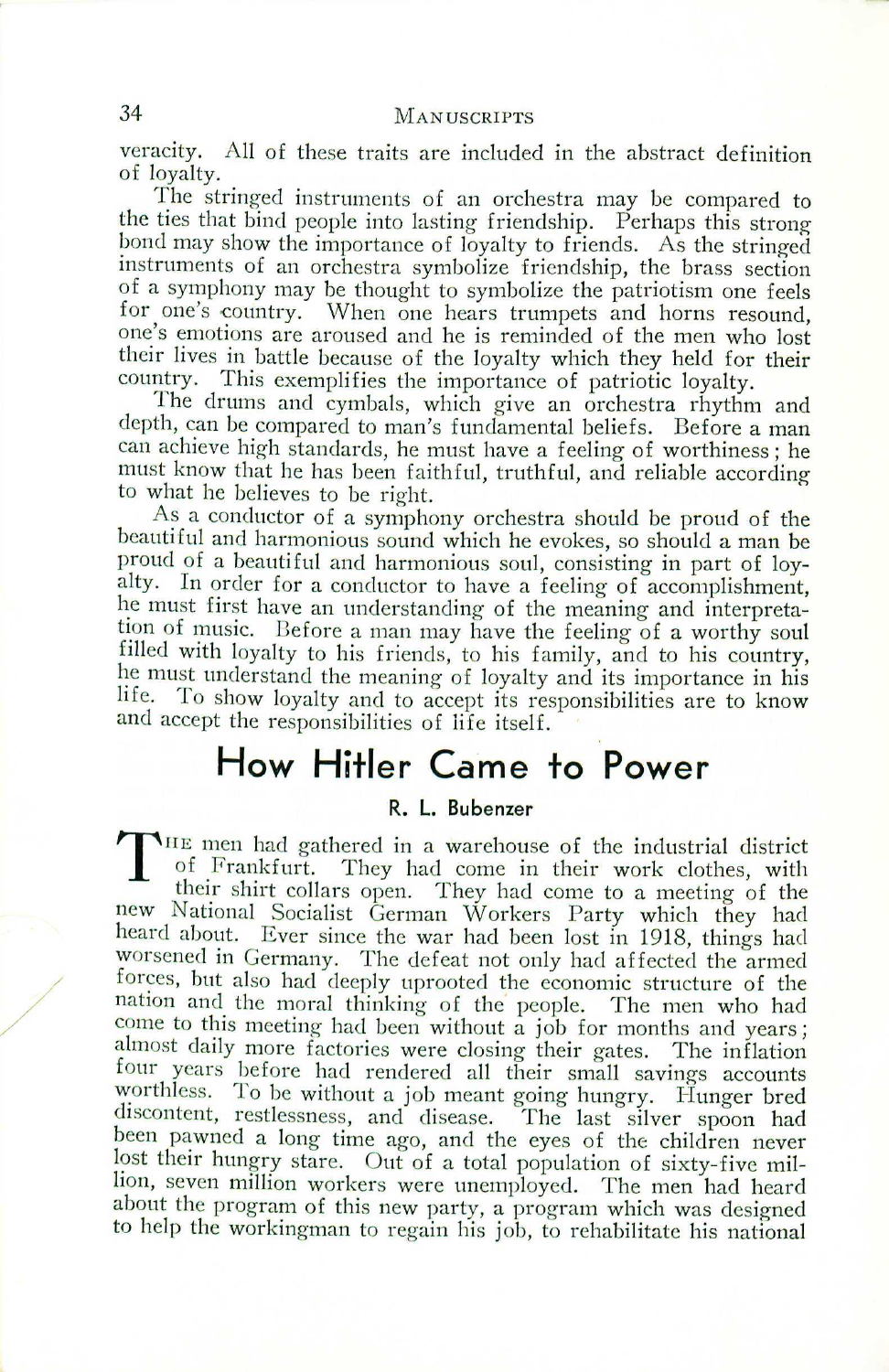veracity. All of these traits are included in the abstract definition of loyalty.

The stringed instruments of an orchestra may be compared to the ties that bind people into lasting friendship. Perhaps this strong bond may show the importance of loyalty to friends. As the stringed instruments of an orchestra symbolize friendship, the brass section of a symphony may be thought to symbolize the patriotism one feels for one's country. When one hears trumpets and horns resound, one's emotions are aroused and he is reminded of the men who lost their lives in battle because of the loyalty which they held for their country. This exemplifies the importance of patriotic loyalty.

The drums and cymbals, which give an orchestra rhythm and depth, can be compared to man's fundamental beliefs. Before a man can achieve high standards, he must have a feeling of worthiness; he must know that he has been faithful, truthful, and reliable according to what he believes to be right.

As a conductor of a symphony orchestra should be proud of the beautiful and harmonious sound which he evokes, so should a man be proud of a beautiful and harmonious soul, consisting in part of loyalty. In order for a conductor to have a feeling of accomplishment, he must first have an understanding of the meaning and interpretation of music. Before a man may have the feeling of a worthy soul filled with loyalty to his friends, to his family, and to his country, he must understand the meaning of loyalty and its importance in his life. To show loyalty and to accept its responsibilities are to know and accept the responsibilities of life itself.

# How Hitler Came to Power

**R. L. Bubenzer**

The men had gathered in a warehouse of the industrial district of Frankfurt. They had come in their work clothes, with their shirt collars open. They had come to a meeting of the new National Socialist German Workers Party which they had heard about. Ever since the war had been lost in 1918, things had worsened in Germany. The defeat not only had affected the armed forces, but also had deeply uprooted the economic structure of the nation and the moral thinking of the people. The men who had come to this meeting had been without a job for months and years; almost daily more factories were closing their gates. The inflation four years before had rendered all their small savings accounts worthless. To be without a job meant going hungry. Hunger bred discontent, restlessness, and disease. The last silver spoon had been pawned a long time ago, and the eyes of the children never lost their hungry stare. Out of a total population of sixty-five million, seven million workers were unemployed. The men had heard about the program of this new party, a program which was designed to help the workingman to regain his job, to rehabilitate his national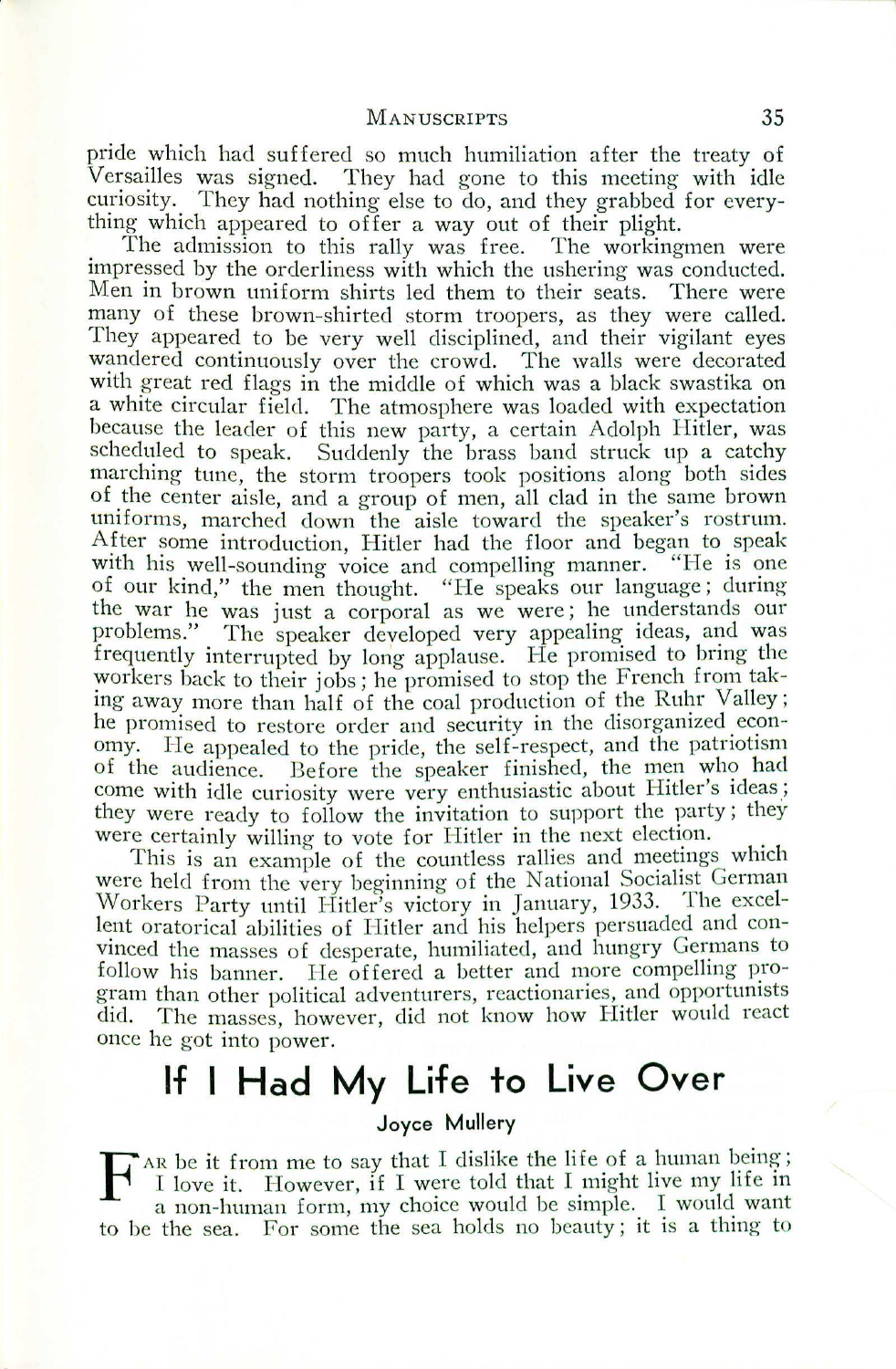pride which had suffered so much humiliation after the treaty of Versailles was signed. They had gone to this meeting with idle curiosity. They had nothing else to do, and they grabbed for everything which appeared to offer a way out of their plight.

The admission to this rally was free. The workingmen were impressed by the orderliness with which the ushering was conducted. Men in brown uniform shirts led them to their seats. There were many of these brown-shirted storm troopers, as they were called. They appeared to be very well disciplined, and their vigilant eyes wandered continuously over the crowd. The walls were decorated with great red flags in the middle of which was a black swastika on a white circular field. The atmosphere was loaded with expectation because the leader of this new party, a certain Adolph Hitler, was scheduled to speak. Suddenly the brass band struck up a catchy marching tune, the storm troopers took positions along both sides of the center aisle, and a group of men, all clad in the same brown uniforms, marched down the aisle toward the speaker's rostrum. After some introduction, Hitler had the floor and began to speak with his well-sounding voice and compelling manner. "He is one of our kind," the men thought. "He speaks our language; during the war he was just a corporal as we were; he understands our problems." The speaker developed very appealing ideas, and was frequently interrupted by long applause. He promised to bring the workers back to their jobs; he promised to stop the French from taking away more than half of the coal production of the Ruhr Valley; he promised to restore order and security in the disorganized economy. He appealed to the pride, the self-respect, and the patriotism of the audience. Before the speaker finished, the men who had come with idle curiosity were very enthusiastic about Hitler's ideas; they were ready to follow the invitation to support the party; they were certainly willing to vote for Hitler in the next election.

This is an example of the countless rallies and meetings which were held from the very beginning of the National Socialist German Workers Party until Hitler's victory in January, 1933. The excellent oratorical abilities of Hitler and his helpers persuaded and convinced the masses of desperate, humiliated, and hungry Germans to follow his banner. He offered a better and more compelling program than other political adventurers, reactionaries, and opportunists did. The masses, however, did not know how Hitler would react once he got into power.

# If I Had My Life to Live Over

**Joyce Mullery**

Far be it from me to say that I dislike the life of a human being; I love it. However, if I were told that I might live my life in a non-human form, my choice would be simple. I would want to be the sea. For some the sea holds no beauty; it is a thing to